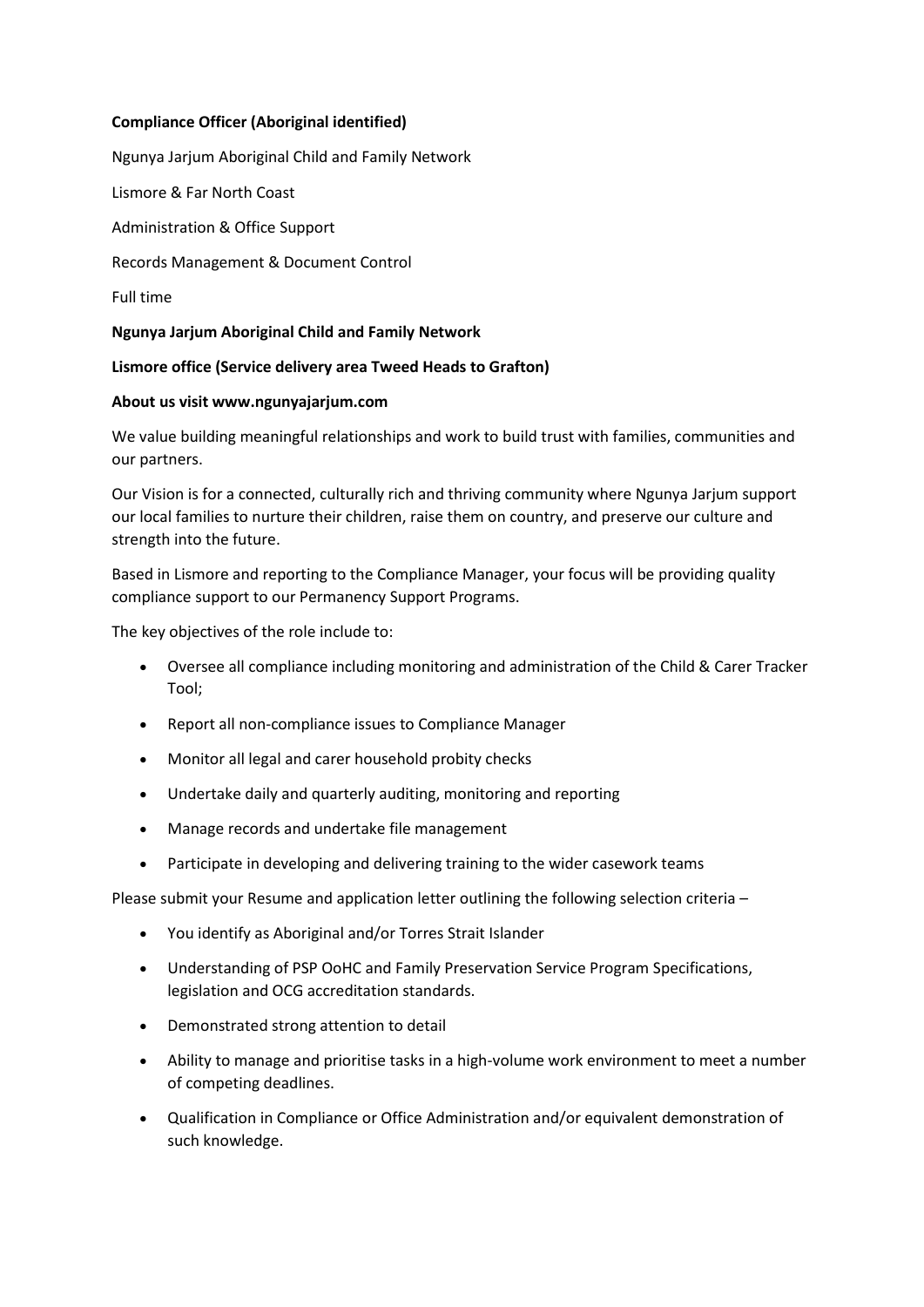**Compliance Officer (Aboriginal identified)**

Ngunya Jarjum Aboriginal Child and Family Network

Lismore & Far North Coast

Administration & Office Support

Records Management & Document Control

Full time

**Ngunya Jarjum Aboriginal Child and Family Network**

**Lismore office (Service delivery area Tweed Heads to Grafton)**

**About us visit www.ngunyajarjum.com**

We value building meaningful relationships and work to build trust with families, communities and our partners.

Our Vision is for a connected, culturally rich and thriving community where Ngunya Jarjum support our local families to nurture their children, raise them on country, and preserve our culture and strength into the future.

Based in Lismore and reporting to the Compliance Manager, your focus will be providing quality compliance support to our Permanency Support Programs.

The key objectives of the role include to:

- Oversee all compliance including monitoring and administration of the Child & Carer Tracker Tool;
- Report all non-compliance issues to Compliance Manager
- Monitor all legal and carer household probity checks
- Undertake daily and quarterly auditing, monitoring and reporting
- Manage records and undertake file management
- Participate in developing and delivering training to the wider casework teams

Please submit your Resume and application letter outlining the following selection criteria –

- You identify as Aboriginal and/or Torres Strait Islander
- Understanding of PSP OoHC and Family Preservation Service Program Specifications, legislation and OCG accreditation standards.
- Demonstrated strong attention to detail
- Ability to manage and prioritise tasks in a high-volume work environment to meet a number of competing deadlines.
- Qualification in Compliance or Office Administration and/or equivalent demonstration of such knowledge.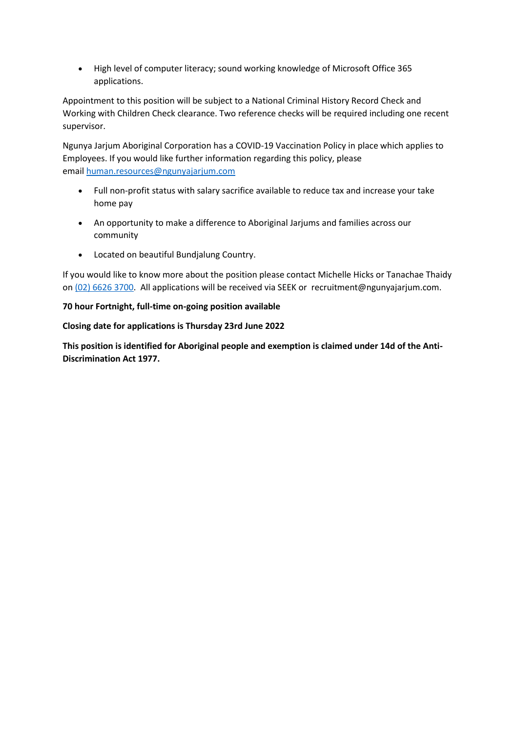- High level of computer literacy; sound working knowledge of Microsoft Office 365 applications.

Appointment to this position will be subject to a National Criminal History Record Check and Working with Children Check clearance. Two reference checks will be required including one recent supervisor.

Ngunya Jarjum Aboriginal Corporation has a COVID-19 Vaccination Policy in place which applies to Employees. If you would like further information regarding this policy, please email human.resources@ngunyajarjum.com

- Full non-profit status with salary sacrifice available to reduce tax and increase your take home pay
- An opportunity to make a difference to Aboriginal Jarjums and families across our community
- Located on beautiful Bundjalung Country.

If you would like to know more about the position please contact Michelle Hicks or Tanachae Thaidy on (02) 6626 3700. All applications will be received via SEEK or recruitment@ngunyajarjum.com.

**70 hour Fortnight, full-time on-going position available**

**Closing date for applications is Thursday 23rd June 2022**

**This position is identified for Aboriginal people and exemption is claimed under 14d of the Anti-Discrimination Act 1977.**